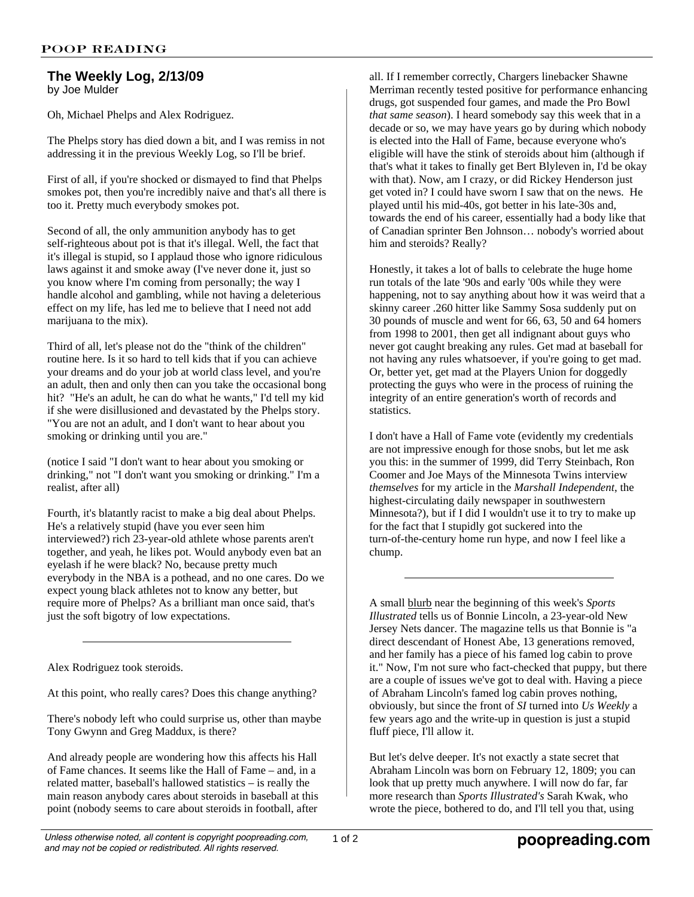# The Weekly Log, 2/13/09

by Joe Mulder

Oh, Michael Phelps and Alex Rodriguez.

The Phelps story has died down a bit, and I was remiss in not addressing it in the previous Weekly Log, so I'll be brief.

First of all, if you're shocked or dismayed to find that Phelps smokes pot, then you're incredibly naive and that's all there is too it. Pretty much everybody smokes pot.

Second of all, the only ammunition anybody has to get self-righteous about pot is that it's illegal. Well, the fact that it's illegal is stupid, so I applaud those who ignore ridiculous laws against it and smoke away (I've never done it, just so you know where I'm coming from personally; the way I handle alcohol and gambling, while not having a deleterious effect on my life, has led me to believe that I need not add marijuana to the mix).

Third of all, let's please not do the "think of the children" routine here. Is it so hard to tell kids that if you can achieve your dreams and do your job at world class level, and you're an adult, then and only then can you take the occasional bong hit? "He's an adult, he can do what he wants," I'd tell my kid if she were disillusioned and devastated by the Phelps story. "You are not an adult, and I don't want to hear about you smoking or drinking until you are."

(notice I said "I don't want to hear about you smoking or drinking," not "I don't want you smoking or drinking." I'm a realist, after all)

Fourth, it's blatantly racist to make a big deal about Phelps. He's a relatively stupid (have you ever seen him interviewed?) rich 23-year-old athlete whose parents aren't together, and yeah, he likes pot. Would anybody even bat an eyelash if he were black? No, because pretty much everybody in the NBA is a pothead, and no one cares. Do we expect young black athletes not to know any better, but require more of Phelps? As a brilliant man once said, that's just the soft bigotry of low expectations.

---

Alex Rodriguez took steroids.

At this point, who really cares? Does this change anything?

There's nobody left who could surprise us, other than maybe Tony Gwynn and Greg Maddux, is there?

And already people are wondering how this affects his Hall of Fame chances. It seems like the Hall of Fame – and, in a related matter, baseball's hallowed statistics – is really the main reason anybody cares about steroids in baseball at this point (nobody seems to care about steroids in football, after all. If I remember correctly, Chargers linebacker Shawne Merriman recently tested positive for performance enhancing drugs, got suspended four games, and made the Pro Bowl *that same season*). I heard somebody say this week that in a decade or so, we may have years go by during which nobody is elected into the Hall of Fame, because everyone who's eligible will have the stink of steroids about him (although if that's what it takes to finally get Bert Blyleven in, I'd be okay with that). Now, am I crazy, or did Rickey Henderson just get voted in? I could have sworn I saw that on the news. He played until his mid-40s, got better in his late-30s and, towards the end of his career, essentially had a body like that of Canadian sprinter Ben Johnson… nobody's worried about him and steroids? Really?

Honestly, it takes a lot of balls to celebrate the huge home run totals of the late '90s and early '00s while they were happening, not to say anything about how it was weird that a skinny career .260 hitter like Sammy Sosa suddenly put on 30 pounds of muscle and went for 66, 63, 50 and 64 homers from 1998 to 2001, then get all indignant about guys who never got caught breaking any rules. Get mad at baseball for not having any rules whatsoever, if you're going to get mad. Or, better yet, get mad at the Players Union for doggedly protecting the guys who were in the process of ruining the integrity of an entire generation's worth of records and statistics.

I don't have a Hall of Fame vote (evidently my credentials are not impressive enough for those snobs, but let me ask you this: in the summer of 1999, did Terry Steinbach, Ron Coomer and Joe Mays of the Minnesota Twins interview *themselves* for my article in the *Marshall Independent*, the highest-circulating daily newspaper in southwestern Minnesota?), but if I did I wouldn't use it to try to make up for the fact that I stupidly got suckered into the turn-of-the-century home run hype, and now I feel like a chump.

---

A small blurb near the beginning of this week's *Sports Illustrated* tells us of Bonnie Lincoln, a 23-year-old New Jersey Nets dancer. The magazine tells us that Bonnie is "a direct descendant of Honest Abe, 13 generations removed, and her family has a piece of his famed log cabin to prove it." Now, I'm not sure who fact-checked that puppy, but there are a couple of issues we've got to deal with. Having a piece of Abraham Lincoln's famed log cabin proves nothing, obviously, but since the front of *SI* turned into *Us Weekly* a few years ago and the write-up in question is just a stupid fluff piece, I'll allow it.

But let's delve deeper. It's not exactly a state secret that Abraham Lincoln was born on February 12, 1809; you can look that up pretty much anywhere. I will now do far, far more research than *Sports Illustrated's* Sarah Kwak, who wrote the piece, bothered to do, and I'll tell you that, using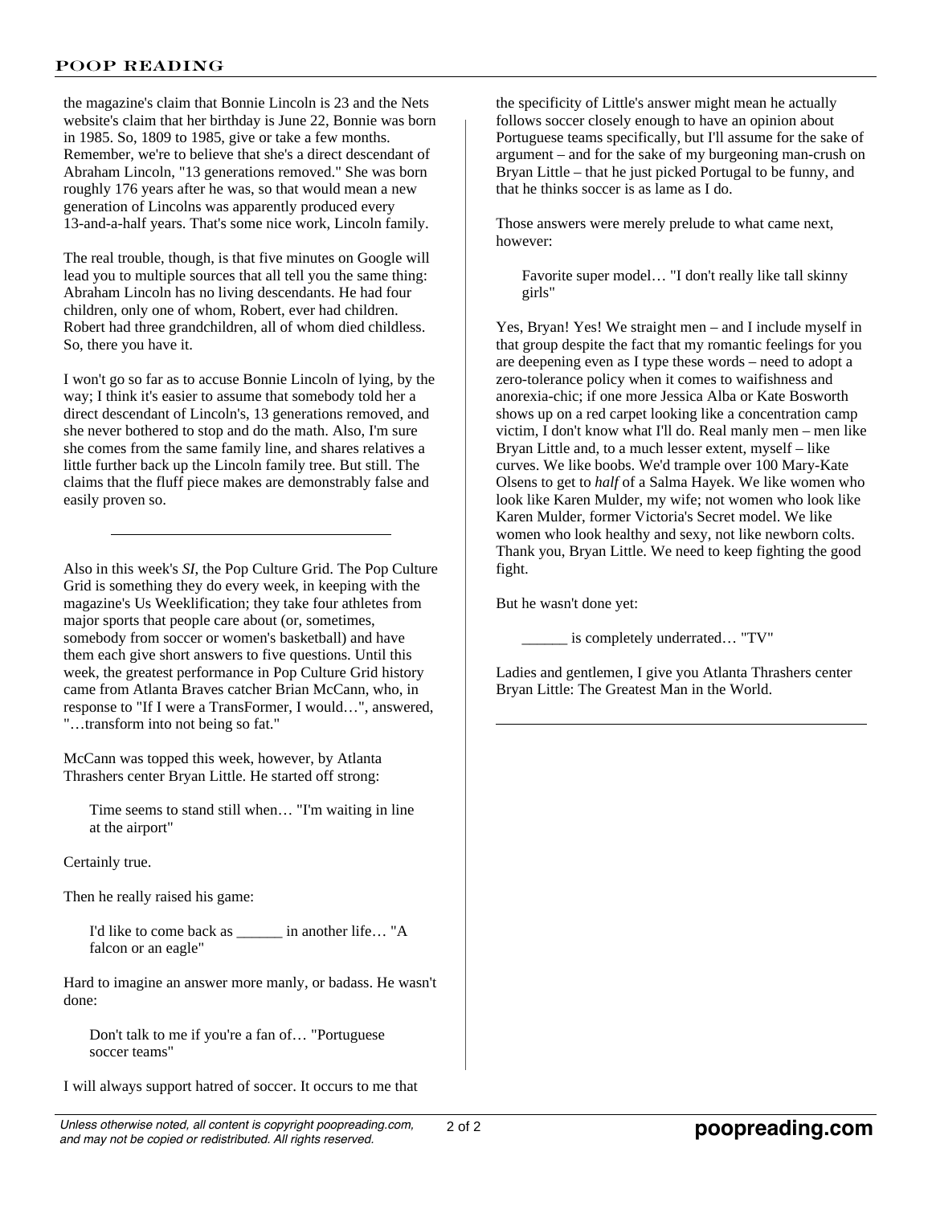the magazine's claim that Bonnie Lincoln is 23 and the Nets website's claim that her birthday is June 22, Bonnie was born in 1985. So, 1809 to 1985, give or take a few months. Remember, we're to believe that she's a direct descendant of Abraham Lincoln, "13 generations removed." She was born roughly 176 years after he was, so that would mean a new generation of Lincolns was apparently produced every 13-and-a-half years. That's some nice work, Lincoln family.

The real trouble, though, is that five minutes on Google will lead you to multiple sources that all tell you the same thing: Abraham Lincoln has no living descendants. He had four children, only one of whom, Robert, ever had children. Robert had three grandchildren, all of whom died childless. So, there you have it.

I won't go so far as to accuse Bonnie Lincoln of lying, by the way; I think it's easier to assume that somebody told her a direct descendant of Lincoln's, 13 generations removed, and she never bothered to stop and do the math. Also, I'm sure she comes from the same family line, and shares relatives a little further back up the Lincoln family tree. But still. The claims that the fluff piece makes are demonstrably false and easily proven so.

---

Also in this week's *SI*, the Pop Culture Grid. The Pop Culture Grid is something they do every week, in keeping with the magazine's Us Weeklification; they take four athletes from major sports that people care about (or, sometimes, somebody from soccer or women's basketball) and have them each give short answers to five questions. Until this week, the greatest performance in Pop Culture Grid history came from Atlanta Braves catcher Brian McCann, who, in response to "If I were a TransFormer, I would…", answered, "…transform into not being so fat."

McCann was topped this week, however, by Atlanta Thrashers center Bryan Little. He started off strong:

> Time seems to stand still when… "I'm waiting in line at the airport"

Certainly true.

Then he really raised his game:

> I'd like to come back as ______ in another life… "A falcon or an eagle"

Hard to imagine an answer more manly, or badass. He wasn't done:

> Don't talk to me if you're a fan of… "Portuguese soccer teams"

I will always support hatred of soccer. It occurs to me that the specificity of Little's answer might mean he actually follows soccer closely enough to have an opinion about Portuguese teams specifically, but I'll assume for the sake of argument – and for the sake of my burgeoning man-crush on Bryan Little – that he just picked Portugal to be funny, and that he thinks soccer is as lame as I do.

Those answers were merely prelude to what came next, however:

> Favorite super model… "I don't really like tall skinny girls"

Yes, Bryan! Yes! We straight men – and I include myself in that group despite the fact that my romantic feelings for you are deepening even as I type these words – need to adopt a zero-tolerance policy when it comes to waifishness and anorexia-chic; if one more Jessica Alba or Kate Bosworth shows up on a red carpet looking like a concentration camp victim, I don't know what I'll do. Real manly men – men like Bryan Little and, to a much lesser extent, myself – like curves. We like boobs. We'd trample over 100 Mary-Kate Olsens to get to *half* of a Salma Hayek. We like women who look like Karen Mulder, my wife; not women who look like Karen Mulder, former Victoria's Secret model. We like women who look healthy and sexy, not like newborn colts. Thank you, Bryan Little. We need to keep fighting the good fight.

But he wasn't done yet:

> ______ is completely underrated… "TV"

Ladies and gentlemen, I give you Atlanta Thrashers center Bryan Little: The Greatest Man in the World.

---